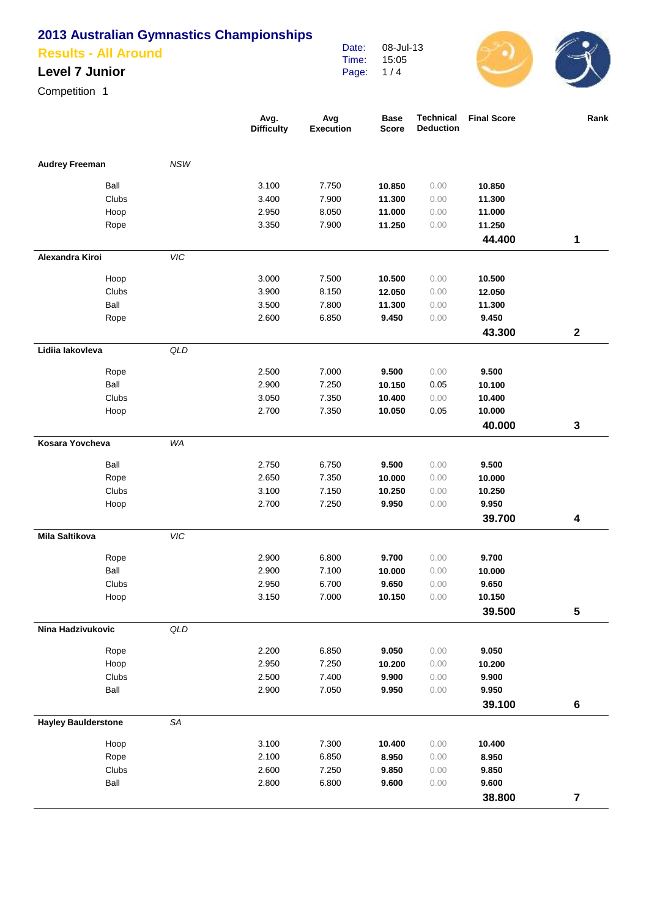# 2013 Australian Gymnastics Championships

## Results - All Around

### Level 7 Junior

Competition 1

Date: 08-Jul-13
Time: 15:05

| | | | Avg. Difficulty | Avg Execution | Base Score | Technical Deduction | Final Score | Rank |
|---|---|---|---|---|---|---|---|---|
| **Audrey Freeman** | *NSW* | | | | | | | |
| | | Ball | 3.100 | 7.750 | **10.850** | 0.00 | **10.850** | |
| | | Clubs | 3.400 | 7.900 | **11.300** | 0.00 | **11.300** | |
| | | Hoop | 2.950 | 8.050 | **11.000** | 0.00 | **11.000** | |
| | | Rope | 3.350 | 7.900 | **11.250** | 0.00 | **11.250** | |
| | | | | | | | **44.400** | **1** |
| **Alexandra Kiroi** | *VIC* | | | | | | | |
| | | Hoop | 3.000 | 7.500 | **10.500** | 0.00 | **10.500** | |
| | | Clubs | 3.900 | 8.150 | **12.050** | 0.00 | **12.050** | |
| | | Ball | 3.500 | 7.800 | **11.300** | 0.00 | **11.300** | |
| | | Rope | 2.600 | 6.850 | **9.450** | 0.00 | **9.450** | |
| | | | | | | | **43.300** | **2** |
| **Lidiia Iakovleva** | *QLD* | | | | | | | |
| | | Rope | 2.500 | 7.000 | **9.500** | 0.00 | **9.500** | |
| | | Ball | 2.900 | 7.250 | **10.150** | 0.05 | **10.100** | |
| | | Clubs | 3.050 | 7.350 | **10.400** | 0.00 | **10.400** | |
| | | Hoop | 2.700 | 7.350 | **10.050** | 0.05 | **10.000** | |
| | | | | | | | **40.000** | **3** |
| **Kosara Yovcheva** | *WA* | | | | | | | |
| | | Ball | 2.750 | 6.750 | **9.500** | 0.00 | **9.500** | |
| | | Rope | 2.650 | 7.350 | **10.000** | 0.00 | **10.000** | |
| | | Clubs | 3.100 | 7.150 | **10.250** | 0.00 | **10.250** | |
| | | Hoop | 2.700 | 7.250 | **9.950** | 0.00 | **9.950** | |
| | | | | | | | **39.700** | **4** |
| **Mila Saltikova** | *VIC* | | | | | | | |
| | | Rope | 2.900 | 6.800 | **9.700** | 0.00 | **9.700** | |
| | | Ball | 2.900 | 7.100 | **10.000** | 0.00 | **10.000** | |
| | | Clubs | 2.950 | 6.700 | **9.650** | 0.00 | **9.650** | |
| | | Hoop | 3.150 | 7.000 | **10.150** | 0.00 | **10.150** | |
| | | | | | | | **39.500** | **5** |
| **Nina Hadzivukovic** | *QLD* | | | | | | | |
| | | Rope | 2.200 | 6.850 | **9.050** | 0.00 | **9.050** | |
| | | Hoop | 2.950 | 7.250 | **10.200** | 0.00 | **10.200** | |
| | | Clubs | 2.500 | 7.400 | **9.900** | 0.00 | **9.900** | |
| | | Ball | 2.900 | 7.050 | **9.950** | 0.00 | **9.950** | |
| | | | | | | | **39.100** | **6** |
| **Hayley Baulderstone** | *SA* | | | | | | | |
| | | Hoop | 3.100 | 7.300 | **10.400** | 0.00 | **10.400** | |
| | | Rope | 2.100 | 6.850 | **8.950** | 0.00 | **8.950** | |
| | | Clubs | 2.600 | 7.250 | **9.850** | 0.00 | **9.850** | |
| | | Ball | 2.800 | 6.800 | **9.600** | 0.00 | **9.600** | |
| | | | | | | | **38.800** | **7** |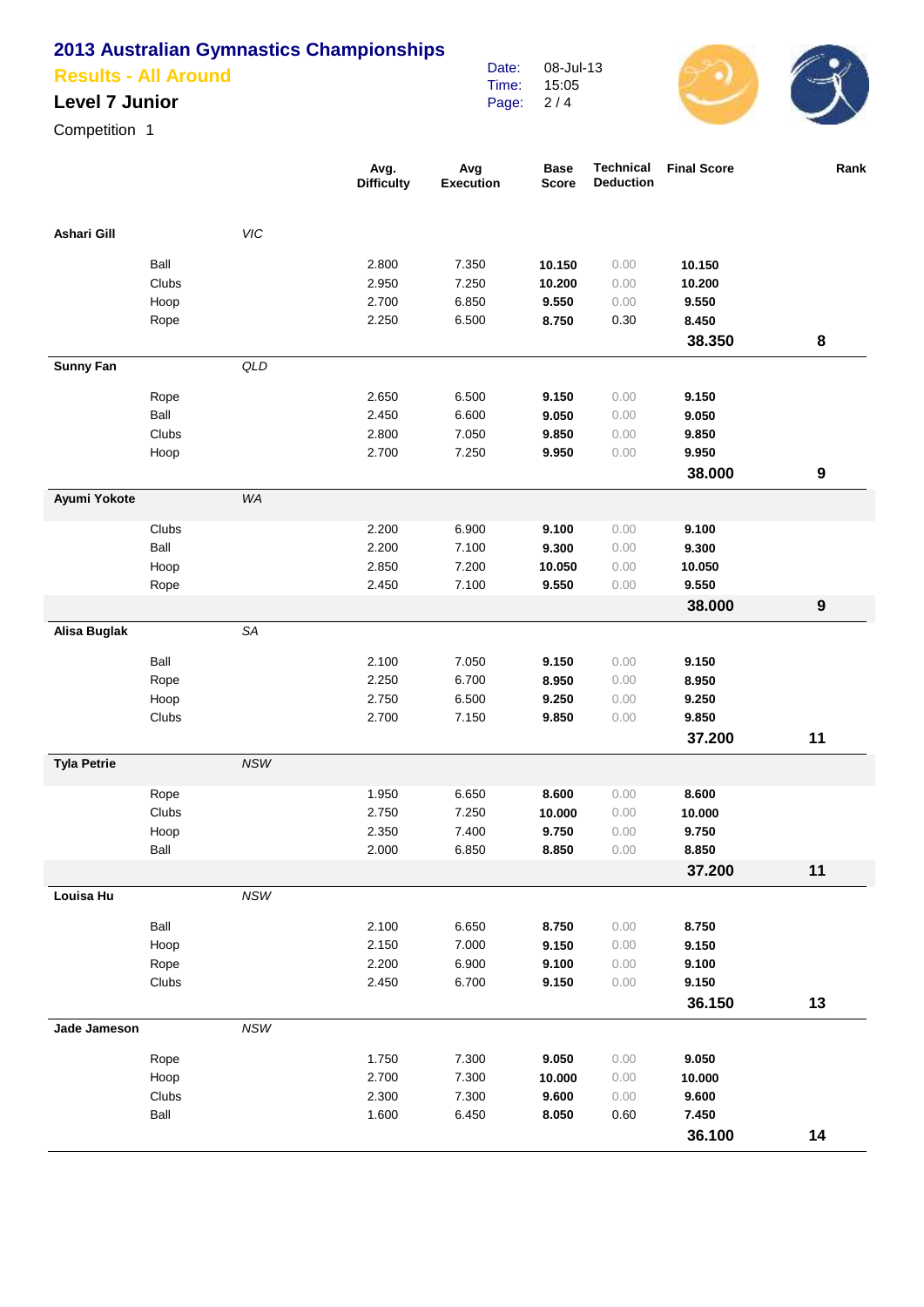# 2013 Australian Gymnastics Championships

## Results - All Around

### Level 7 Junior

Competition 1

Date: 08-Jul-13
Time: 15:05

| | | | Avg. Difficulty | Avg Execution | Base Score | Technical Deduction | Final Score | Rank |
|---|---|---|---|---|---|---|---|---|
| **Ashari Gill** | | *VIC* | | | | | | |
| | Ball | | 2.800 | 7.350 | **10.150** | 0.00 | **10.150** | |
| | Clubs | | 2.950 | 7.250 | **10.200** | 0.00 | **10.200** | |
| | Hoop | | 2.700 | 6.850 | **9.550** | 0.00 | **9.550** | |
| | Rope | | 2.250 | 6.500 | **8.750** | 0.30 | **8.450** | |
| | | | | | | | **38.350** | **8** |
| **Sunny Fan** | | *QLD* | | | | | | |
| | Rope | | 2.650 | 6.500 | **9.150** | 0.00 | **9.150** | |
| | Ball | | 2.450 | 6.600 | **9.050** | 0.00 | **9.050** | |
| | Clubs | | 2.800 | 7.050 | **9.850** | 0.00 | **9.850** | |
| | Hoop | | 2.700 | 7.250 | **9.950** | 0.00 | **9.950** | |
| | | | | | | | **38.000** | **9** |
| **Ayumi Yokote** | | *WA* | | | | | | |
| | Clubs | | 2.200 | 6.900 | **9.100** | 0.00 | **9.100** | |
| | Ball | | 2.200 | 7.100 | **9.300** | 0.00 | **9.300** | |
| | Hoop | | 2.850 | 7.200 | **10.050** | 0.00 | **10.050** | |
| | Rope | | 2.450 | 7.100 | **9.550** | 0.00 | **9.550** | |
| | | | | | | | **38.000** | **9** |
| **Alisa Buglak** | | *SA* | | | | | | |
| | Ball | | 2.100 | 7.050 | **9.150** | 0.00 | **9.150** | |
| | Rope | | 2.250 | 6.700 | **8.950** | 0.00 | **8.950** | |
| | Hoop | | 2.750 | 6.500 | **9.250** | 0.00 | **9.250** | |
| | Clubs | | 2.700 | 7.150 | **9.850** | 0.00 | **9.850** | |
| | | | | | | | **37.200** | **11** |
| **Tyla Petrie** | | *NSW* | | | | | | |
| | Rope | | 1.950 | 6.650 | **8.600** | 0.00 | **8.600** | |
| | Clubs | | 2.750 | 7.250 | **10.000** | 0.00 | **10.000** | |
| | Hoop | | 2.350 | 7.400 | **9.750** | 0.00 | **9.750** | |
| | Ball | | 2.000 | 6.850 | **8.850** | 0.00 | **8.850** | |
| | | | | | | | **37.200** | **11** |
| **Louisa Hu** | | *NSW* | | | | | | |
| | Ball | | 2.100 | 6.650 | **8.750** | 0.00 | **8.750** | |
| | Hoop | | 2.150 | 7.000 | **9.150** | 0.00 | **9.150** | |
| | Rope | | 2.200 | 6.900 | **9.100** | 0.00 | **9.100** | |
| | Clubs | | 2.450 | 6.700 | **9.150** | 0.00 | **9.150** | |
| | | | | | | | **36.150** | **13** |
| **Jade Jameson** | | *NSW* | | | | | | |
| | Rope | | 1.750 | 7.300 | **9.050** | 0.00 | **9.050** | |
| | Hoop | | 2.700 | 7.300 | **10.000** | 0.00 | **10.000** | |
| | Clubs | | 2.300 | 7.300 | **9.600** | 0.00 | **9.600** | |
| | Ball | | 1.600 | 6.450 | **8.050** | 0.60 | **7.450** | |
| | | | | | | | **36.100** | **14** |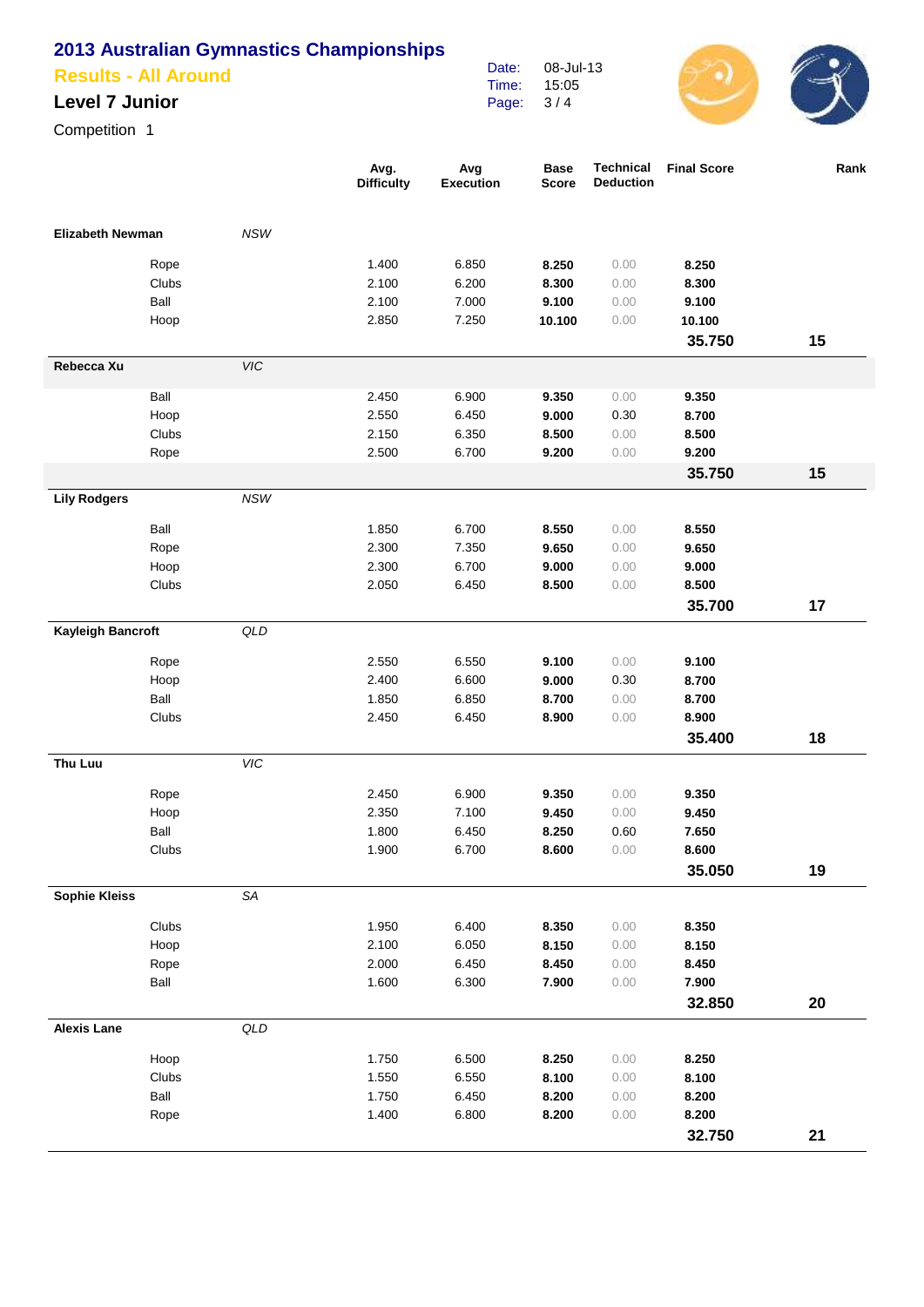# 2013 Australian Gymnastics Championships

## Results - All Around

### Level 7 Junior

Competition 1

Date: 08-Jul-13
Time: 15:05

| Gymnast | State | Apparatus | Avg. Difficulty | Avg Execution | Base Score | Technical Deduction | Final Score | Rank |
|---|---|---|---|---|---|---|---|---|
| **Elizabeth Newman** | *NSW* | | | | | | | |
| | | Rope | 1.400 | 6.850 | **8.250** | 0.00 | **8.250** | |
| | | Clubs | 2.100 | 6.200 | **8.300** | 0.00 | **8.300** | |
| | | Ball | 2.100 | 7.000 | **9.100** | 0.00 | **9.100** | |
| | | Hoop | 2.850 | 7.250 | **10.100** | 0.00 | **10.100** | |
| | | | | | | | **35.750** | **15** |
| **Rebecca Xu** | *VIC* | | | | | | | |
| | | Ball | 2.450 | 6.900 | **9.350** | 0.00 | **9.350** | |
| | | Hoop | 2.550 | 6.450 | **9.000** | 0.30 | **8.700** | |
| | | Clubs | 2.150 | 6.350 | **8.500** | 0.00 | **8.500** | |
| | | Rope | 2.500 | 6.700 | **9.200** | 0.00 | **9.200** | |
| | | | | | | | **35.750** | **15** |
| **Lily Rodgers** | *NSW* | | | | | | | |
| | | Ball | 1.850 | 6.700 | **8.550** | 0.00 | **8.550** | |
| | | Rope | 2.300 | 7.350 | **9.650** | 0.00 | **9.650** | |
| | | Hoop | 2.300 | 6.700 | **9.000** | 0.00 | **9.000** | |
| | | Clubs | 2.050 | 6.450 | **8.500** | 0.00 | **8.500** | |
| | | | | | | | **35.700** | **17** |
| **Kayleigh Bancroft** | *QLD* | | | | | | | |
| | | Rope | 2.550 | 6.550 | **9.100** | 0.00 | **9.100** | |
| | | Hoop | 2.400 | 6.600 | **9.000** | 0.30 | **8.700** | |
| | | Ball | 1.850 | 6.850 | **8.700** | 0.00 | **8.700** | |
| | | Clubs | 2.450 | 6.450 | **8.900** | 0.00 | **8.900** | |
| | | | | | | | **35.400** | **18** |
| **Thu Luu** | *VIC* | | | | | | | |
| | | Rope | 2.450 | 6.900 | **9.350** | 0.00 | **9.350** | |
| | | Hoop | 2.350 | 7.100 | **9.450** | 0.00 | **9.450** | |
| | | Ball | 1.800 | 6.450 | **8.250** | 0.60 | **7.650** | |
| | | Clubs | 1.900 | 6.700 | **8.600** | 0.00 | **8.600** | |
| | | | | | | | **35.050** | **19** |
| **Sophie Kleiss** | *SA* | | | | | | | |
| | | Clubs | 1.950 | 6.400 | **8.350** | 0.00 | **8.350** | |
| | | Hoop | 2.100 | 6.050 | **8.150** | 0.00 | **8.150** | |
| | | Rope | 2.000 | 6.450 | **8.450** | 0.00 | **8.450** | |
| | | Ball | 1.600 | 6.300 | **7.900** | 0.00 | **7.900** | |
| | | | | | | | **32.850** | **20** |
| **Alexis Lane** | *QLD* | | | | | | | |
| | | Hoop | 1.750 | 6.500 | **8.250** | 0.00 | **8.250** | |
| | | Clubs | 1.550 | 6.550 | **8.100** | 0.00 | **8.100** | |
| | | Ball | 1.750 | 6.450 | **8.200** | 0.00 | **8.200** | |
| | | Rope | 1.400 | 6.800 | **8.200** | 0.00 | **8.200** | |
| | | | | | | | **32.750** | **21** |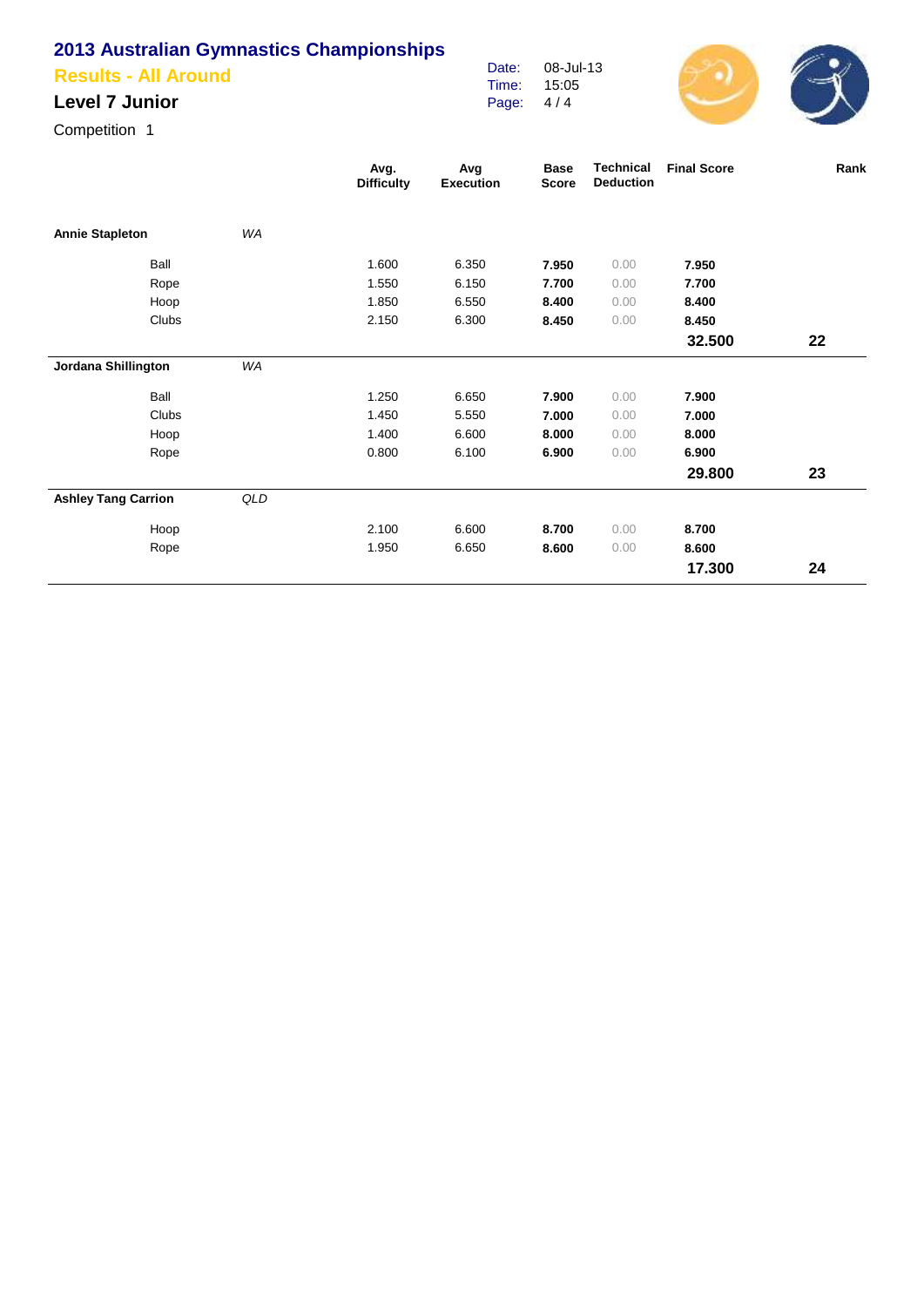# 2013 Australian Gymnastics Championships

## Results - All Around

### Level 7 Junior

Competition 1

Date: 08-Jul-13
Time: 15:05

| | | Avg. Difficulty | Avg Execution | Base Score | Technical Deduction | Final Score | Rank |
|---|---|---|---|---|---|---|---|
| **Annie Stapleton** | *WA* | | | | | | |
| Ball | | 1.600 | 6.350 | **7.950** | 0.00 | **7.950** | |
| Rope | | 1.550 | 6.150 | **7.700** | 0.00 | **7.700** | |
| Hoop | | 1.850 | 6.550 | **8.400** | 0.00 | **8.400** | |
| Clubs | | 2.150 | 6.300 | **8.450** | 0.00 | **8.450** | |
| | | | | | | **32.500** | **22** |
| **Jordana Shillington** | *WA* | | | | | | |
| Ball | | 1.250 | 6.650 | **7.900** | 0.00 | **7.900** | |
| Clubs | | 1.450 | 5.550 | **7.000** | 0.00 | **7.000** | |
| Hoop | | 1.400 | 6.600 | **8.000** | 0.00 | **8.000** | |
| Rope | | 0.800 | 6.100 | **6.900** | 0.00 | **6.900** | |
| | | | | | | **29.800** | **23** |
| **Ashley Tang Carrion** | *QLD* | | | | | | |
| Hoop | | 2.100 | 6.600 | **8.700** | 0.00 | **8.700** | |
| Rope | | 1.950 | 6.650 | **8.600** | 0.00 | **8.600** | |
| | | | | | | **17.300** | **24** |